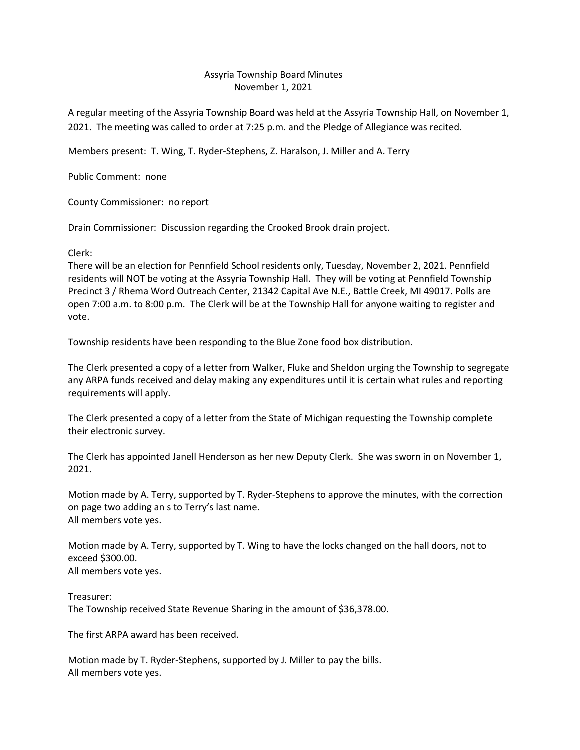# Assyria Township Board Minutes
## November 1, 2021

A regular meeting of the Assyria Township Board was held at the Assyria Township Hall, on November 1, 2021. The meeting was called to order at 7:25 p.m. and the Pledge of Allegiance was recited.

Members present: T. Wing, T. Ryder-Stephens, Z. Haralson, J. Miller and A. Terry

Public Comment: none

County Commissioner: no report

Drain Commissioner: Discussion regarding the Crooked Brook drain project.

Clerk:
There will be an election for Pennfield School residents only, Tuesday, November 2, 2021. Pennfield residents will NOT be voting at the Assyria Township Hall. They will be voting at Pennfield Township Precinct 3 / Rhema Word Outreach Center, 21342 Capital Ave N.E., Battle Creek, MI 49017. Polls are open 7:00 a.m. to 8:00 p.m. The Clerk will be at the Township Hall for anyone waiting to register and vote.

Township residents have been responding to the Blue Zone food box distribution.

The Clerk presented a copy of a letter from Walker, Fluke and Sheldon urging the Township to segregate any ARPA funds received and delay making any expenditures until it is certain what rules and reporting requirements will apply.

The Clerk presented a copy of a letter from the State of Michigan requesting the Township complete their electronic survey.

The Clerk has appointed Janell Henderson as her new Deputy Clerk. She was sworn in on November 1, 2021.

Motion made by A. Terry, supported by T. Ryder-Stephens to approve the minutes, with the correction on page two adding an s to Terry's last name.
All members vote yes.

Motion made by A. Terry, supported by T. Wing to have the locks changed on the hall doors, not to exceed $300.00.
All members vote yes.

Treasurer:
The Township received State Revenue Sharing in the amount of $36,378.00.

The first ARPA award has been received.

Motion made by T. Ryder-Stephens, supported by J. Miller to pay the bills.
All members vote yes.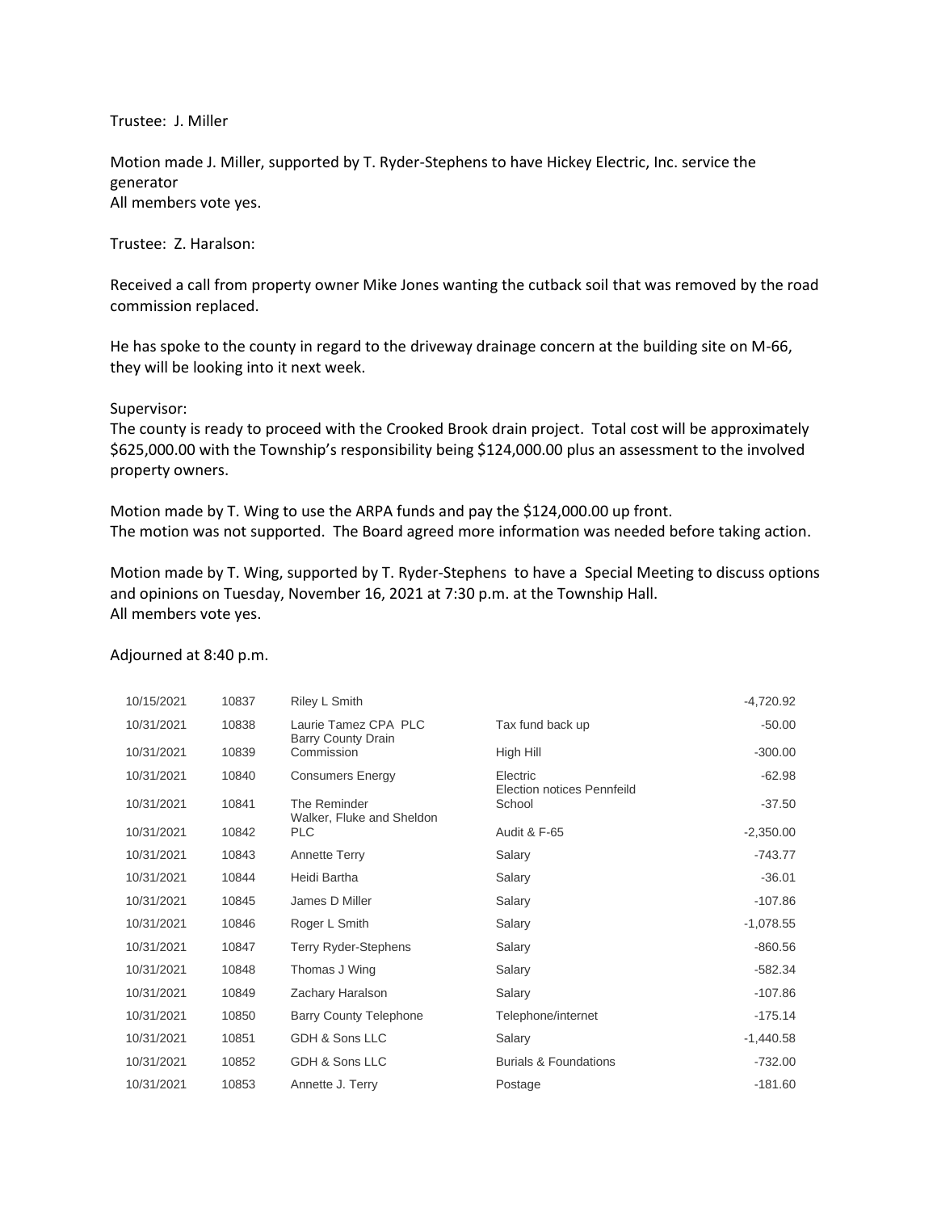Trustee: J. Miller

Motion made J. Miller, supported by T. Ryder-Stephens to have Hickey Electric, Inc. service the generator
All members vote yes.

Trustee: Z. Haralson:

Received a call from property owner Mike Jones wanting the cutback soil that was removed by the road commission replaced.

He has spoke to the county in regard to the driveway drainage concern at the building site on M-66, they will be looking into it next week.

Supervisor:
The county is ready to proceed with the Crooked Brook drain project. Total cost will be approximately $625,000.00 with the Township's responsibility being $124,000.00 plus an assessment to the involved property owners.

Motion made by T. Wing to use the ARPA funds and pay the $124,000.00 up front.
The motion was not supported. The Board agreed more information was needed before taking action.

Motion made by T. Wing, supported by T. Ryder-Stephens to have a Special Meeting to discuss options and opinions on Tuesday, November 16, 2021 at 7:30 p.m. at the Township Hall.
All members vote yes.

Adjourned at 8:40 p.m.

| | | | | |
|---|---|---|---|---|
| 10/15/2021 | 10837 | Riley L Smith | | -4,720.92 |
| 10/31/2021 | 10838 | Laurie Tamez CPA PLC | Tax fund back up | -50.00 |
| 10/31/2021 | 10839 | Barry County Drain Commission | High Hill | -300.00 |
| 10/31/2021 | 10840 | Consumers Energy | Electric | -62.98 |
| 10/31/2021 | 10841 | The Reminder | Election notices Pennfeild School | -37.50 |
| 10/31/2021 | 10842 | Walker, Fluke and Sheldon PLC | Audit & F-65 | -2,350.00 |
| 10/31/2021 | 10843 | Annette Terry | Salary | -743.77 |
| 10/31/2021 | 10844 | Heidi Bartha | Salary | -36.01 |
| 10/31/2021 | 10845 | James D Miller | Salary | -107.86 |
| 10/31/2021 | 10846 | Roger L Smith | Salary | -1,078.55 |
| 10/31/2021 | 10847 | Terry Ryder-Stephens | Salary | -860.56 |
| 10/31/2021 | 10848 | Thomas J Wing | Salary | -582.34 |
| 10/31/2021 | 10849 | Zachary Haralson | Salary | -107.86 |
| 10/31/2021 | 10850 | Barry County Telephone | Telephone/internet | -175.14 |
| 10/31/2021 | 10851 | GDH & Sons LLC | Salary | -1,440.58 |
| 10/31/2021 | 10852 | GDH & Sons LLC | Burials & Foundations | -732.00 |
| 10/31/2021 | 10853 | Annette J. Terry | Postage | -181.60 |